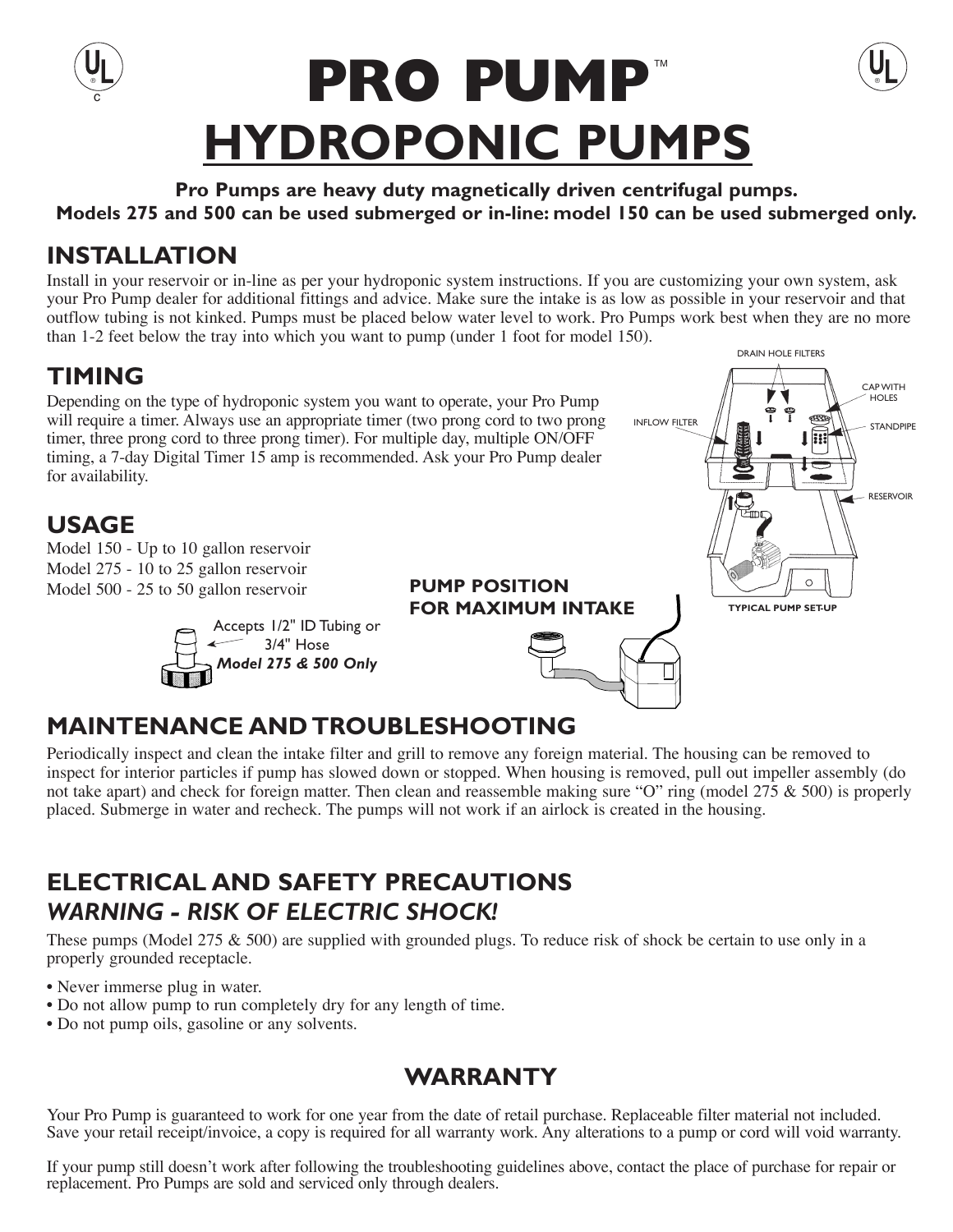# PRO PUMP™

# HYDROPONIC PUMPS

**Pro Pumps are heavy duty magnetically driven centrifugal pumps.**
**Models 275 and 500 can be used submerged or in-line: model 150 can be used submerged only.**

## INSTALLATION

Install in your reservoir or in-line as per your hydroponic system instructions. If you are customizing your own system, ask your Pro Pump dealer for additional fittings and advice. Make sure the intake is as low as possible in your reservoir and that outflow tubing is not kinked. Pumps must be placed below water level to work. Pro Pumps work best when they are no more than 1-2 feet below the tray into which you want to pump (under 1 foot for model 150).

## TIMING

Depending on the type of hydroponic system you want to operate, your Pro Pump will require a timer. Always use an appropriate timer (two prong cord to two prong timer, three prong cord to three prong timer). For multiple day, multiple ON/OFF timing, a 7-day Digital Timer 15 amp is recommended. Ask your Pro Pump dealer for availability.

DRAIN HOLE FILTERS

CAP WITH HOLES

INFLOW FILTER

STANDPIPE

RESERVOIR

**TYPICAL PUMP SET-UP**

## USAGE

Model 150 - Up to 10 gallon reservoir
Model 275 - 10 to 25 gallon reservoir
Model 500 - 25 to 50 gallon reservoir

Accepts 1/2" ID Tubing or 3/4" Hose
***Model 275 & 500 Only***

**PUMP POSITION FOR MAXIMUM INTAKE**

## MAINTENANCE AND TROUBLESHOOTING

Periodically inspect and clean the intake filter and grill to remove any foreign material. The housing can be removed to inspect for interior particles if pump has slowed down or stopped. When housing is removed, pull out impeller assembly (do not take apart) and check for foreign matter. Then clean and reassemble making sure "O" ring (model 275 & 500) is properly placed. Submerge in water and recheck. The pumps will not work if an airlock is created in the housing.

## ELECTRICAL AND SAFETY PRECAUTIONS

### *WARNING - RISK OF ELECTRIC SHOCK!*

These pumps (Model 275 & 500) are supplied with grounded plugs. To reduce risk of shock be certain to use only in a properly grounded receptacle.

- Never immerse plug in water.
- Do not allow pump to run completely dry for any length of time.
- Do not pump oils, gasoline or any solvents.

## WARRANTY

Your Pro Pump is guaranteed to work for one year from the date of retail purchase. Replaceable filter material not included. Save your retail receipt/invoice, a copy is required for all warranty work. Any alterations to a pump or cord will void warranty.

If your pump still doesn't work after following the troubleshooting guidelines above, contact the place of purchase for repair or replacement. Pro Pumps are sold and serviced only through dealers.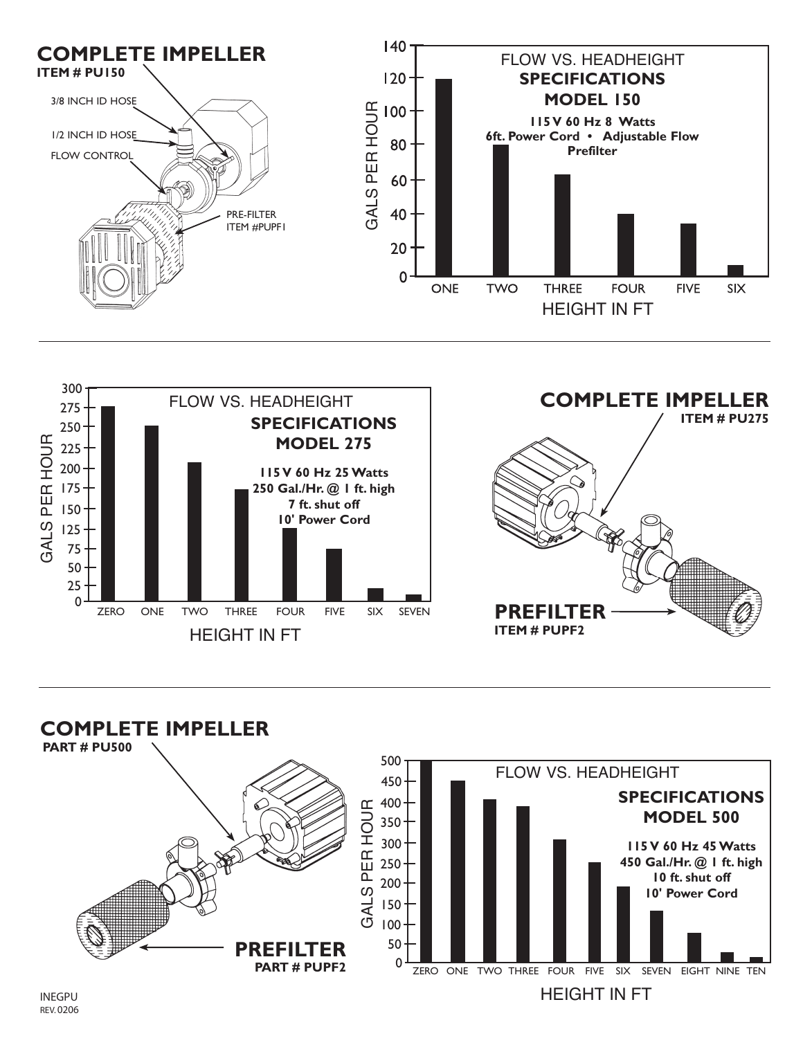## COMPLETE IMPELLER

**ITEM # PU150**

3/8 INCH ID HOSE

1/2 INCH ID HOSE

FLOW CONTROL

PRE-FILTER
ITEM #PUPF1

FLOW VS. HEADHEIGHT

**SPECIFICATIONS**
**MODEL 150**

**115 V 60 Hz 8 Watts**
**6ft. Power Cord • Adjustable Flow**
**Prefilter**

GALS PER HOUR

140
120
100
80
60
40
20
0

ONE TWO THREE FOUR FIVE SIX

HEIGHT IN FT

---

FLOW VS. HEADHEIGHT

**SPECIFICATIONS**
**MODEL 275**

**115 V 60 Hz 25 Watts**
**250 Gal./Hr. @ 1 ft. high**
**7 ft. shut off**
**10' Power Cord**

GALS PER HOUR

300
275
250
225
200
175
150
125
75
50
25
0

ZERO ONE TWO THREE FOUR FIVE SIX SEVEN

HEIGHT IN FT

## COMPLETE IMPELLER

**ITEM # PU275**

**PREFILTER**
**ITEM # PUPF2**

---

## COMPLETE IMPELLER

**PART # PU500**

**PREFILTER**
**PART # PUPF2**

FLOW VS. HEADHEIGHT

**SPECIFICATIONS**
**MODEL 500**

**115 V 60 Hz 45 Watts**
**450 Gal./Hr. @ 1 ft. high**
**10 ft. shut off**
**10' Power Cord**

GALS PER HOUR

500
450
400
350
300
250
200
150
100
50
0

ZERO ONE TWO THREE FOUR FIVE SIX SEVEN EIGHT NINE TEN

HEIGHT IN FT

INEGPU
REV. 0206